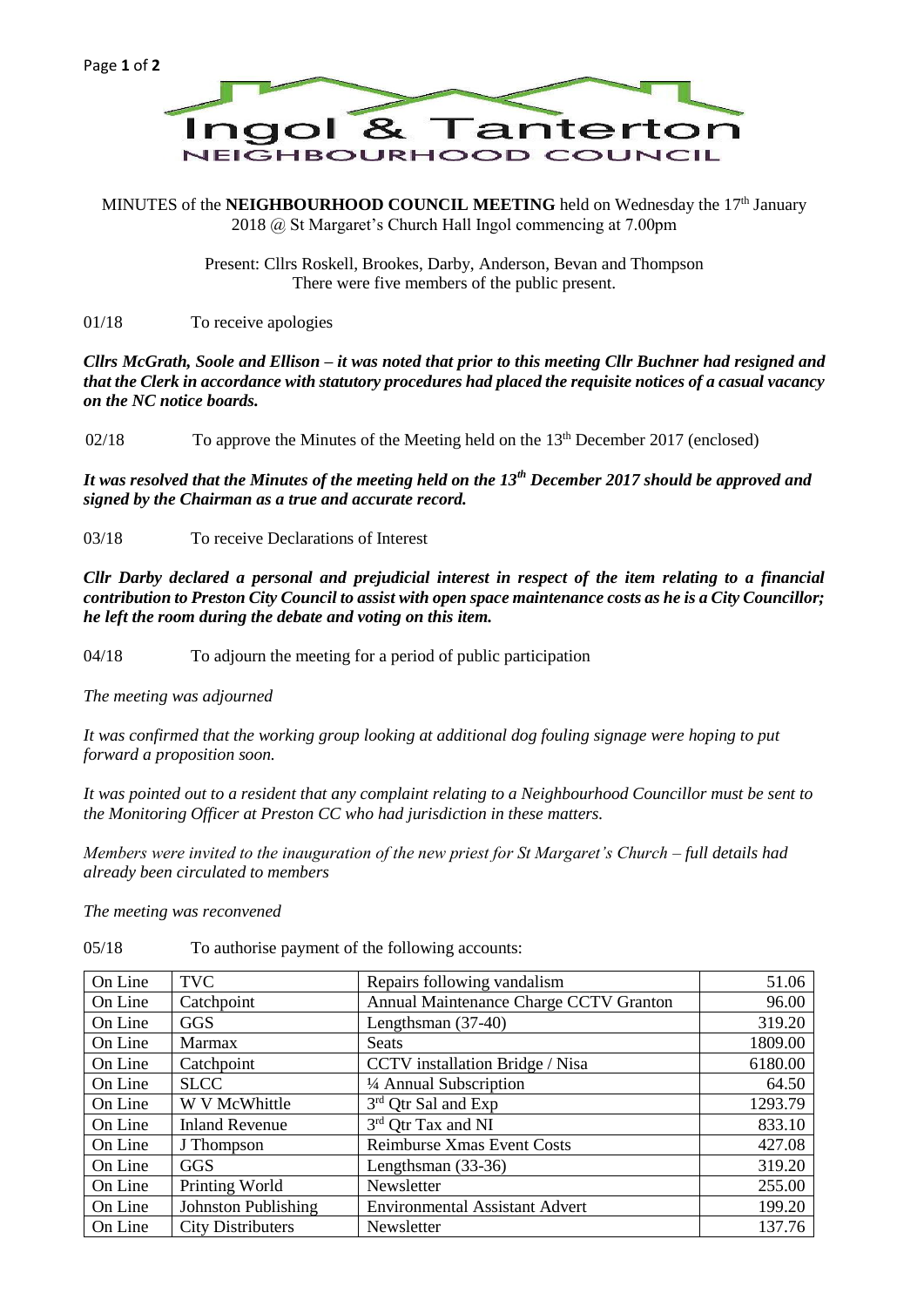# Ingol & Tanterton

## NEIGHBOURHOOD COUNCIL

MINUTES of the **NEIGHBOURHOOD COUNCIL MEETING** held on Wednesday the 17th January 2018 @ St Margaret's Church Hall Ingol commencing at 7.00pm

Present: Cllrs Roskell, Brookes, Darby, Anderson, Bevan and Thompson
There were five members of the public present.

01/18 To receive apologies

***Cllrs McGrath, Soole and Ellison – it was noted that prior to this meeting Cllr Buchner had resigned and that the Clerk in accordance with statutory procedures had placed the requisite notices of a casual vacancy on the NC notice boards.***

02/18 To approve the Minutes of the Meeting held on the 13th December 2017 (enclosed)

***It was resolved that the Minutes of the meeting held on the 13th December 2017 should be approved and signed by the Chairman as a true and accurate record.***

03/18 To receive Declarations of Interest

***Cllr Darby declared a personal and prejudicial interest in respect of the item relating to a financial contribution to Preston City Council to assist with open space maintenance costs as he is a City Councillor; he left the room during the debate and voting on this item.***

04/18 To adjourn the meeting for a period of public participation

*The meeting was adjourned*

*It was confirmed that the working group looking at additional dog fouling signage were hoping to put forward a proposition soon.*

*It was pointed out to a resident that any complaint relating to a Neighbourhood Councillor must be sent to the Monitoring Officer at Preston CC who had jurisdiction in these matters.*

*Members were invited to the inauguration of the new priest for St Margaret's Church – full details had already been circulated to members*

*The meeting was reconvened*

05/18 To authorise payment of the following accounts:

| | | | |
|---|---|---|---|
| On Line | TVC | Repairs following vandalism | 51.06 |
| On Line | Catchpoint | Annual Maintenance Charge CCTV Granton | 96.00 |
| On Line | GGS | Lengthsman (37-40) | 319.20 |
| On Line | Marmax | Seats | 1809.00 |
| On Line | Catchpoint | CCTV installation Bridge / Nisa | 6180.00 |
| On Line | SLCC | ¼ Annual Subscription | 64.50 |
| On Line | W V McWhittle | 3rd Qtr Sal and Exp | 1293.79 |
| On Line | Inland Revenue | 3rd Qtr Tax and NI | 833.10 |
| On Line | J Thompson | Reimburse Xmas Event Costs | 427.08 |
| On Line | GGS | Lengthsman (33-36) | 319.20 |
| On Line | Printing World | Newsletter | 255.00 |
| On Line | Johnston Publishing | Environmental Assistant Advert | 199.20 |
| On Line | City Distributers | Newsletter | 137.76 |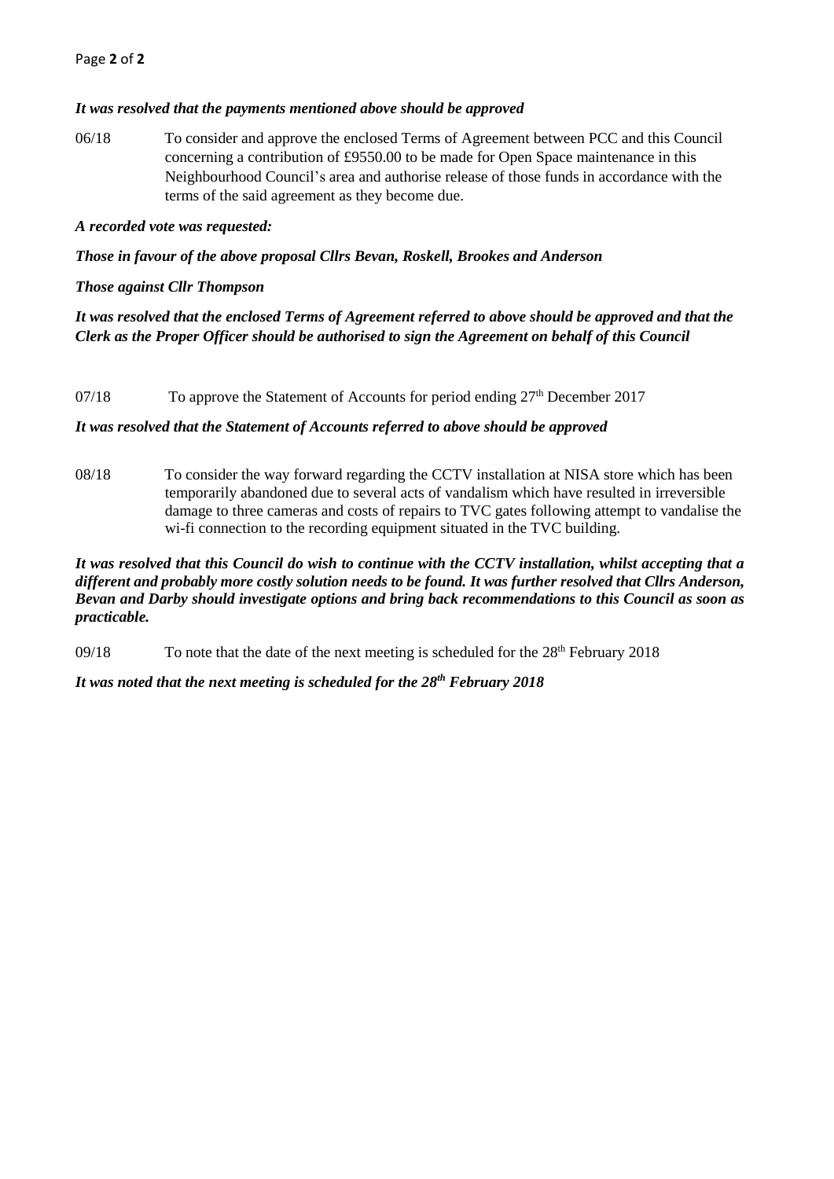***It was resolved that the payments mentioned above should be approved***

06/18 To consider and approve the enclosed Terms of Agreement between PCC and this Council concerning a contribution of £9550.00 to be made for Open Space maintenance in this Neighbourhood Council's area and authorise release of those funds in accordance with the terms of the said agreement as they become due.

***A recorded vote was requested:***

***Those in favour of the above proposal Cllrs Bevan, Roskell, Brookes and Anderson***

***Those against Cllr Thompson***

***It was resolved that the enclosed Terms of Agreement referred to above should be approved and that the Clerk as the Proper Officer should be authorised to sign the Agreement on behalf of this Council***

07/18 To approve the Statement of Accounts for period ending 27th December 2017

***It was resolved that the Statement of Accounts referred to above should be approved***

08/18 To consider the way forward regarding the CCTV installation at NISA store which has been temporarily abandoned due to several acts of vandalism which have resulted in irreversible damage to three cameras and costs of repairs to TVC gates following attempt to vandalise the wi-fi connection to the recording equipment situated in the TVC building.

***It was resolved that this Council do wish to continue with the CCTV installation, whilst accepting that a different and probably more costly solution needs to be found. It was further resolved that Cllrs Anderson, Bevan and Darby should investigate options and bring back recommendations to this Council as soon as practicable.***

09/18 To note that the date of the next meeting is scheduled for the 28th February 2018

***It was noted that the next meeting is scheduled for the 28th February 2018***